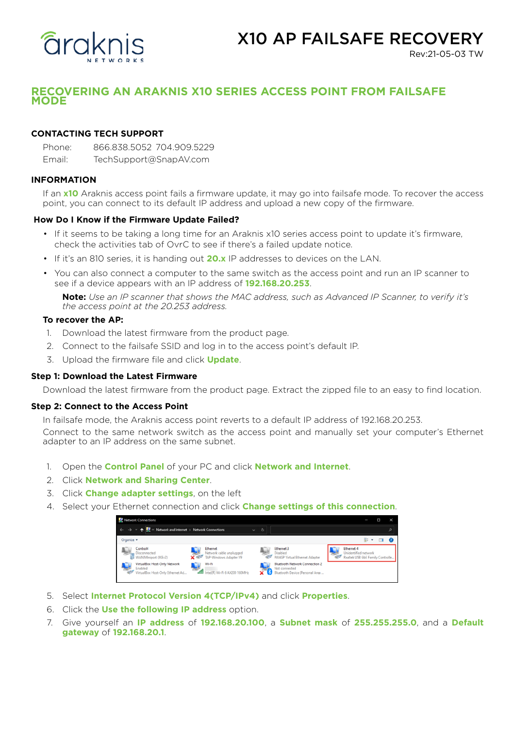# X10 AP FAILSAFE RECOVERY

Rev:21-05-03 TW

## RECOVERING AN ARAKNIS X10 SERIES ACCESS POINT FROM FAILSAFE MODE

### CONTACTING TECH SUPPORT

Phone: 866.838.5052 704.909.5229

Email: TechSupport@SnapAV.com

### INFORMATION

If an **x10** Araknis access point fails a firmware update, it may go into failsafe mode. To recover the access point, you can connect to its default IP address and upload a new copy of the firmware.

**How Do I Know if the Firmware Update Failed?**

- If it seems to be taking a long time for an Araknis x10 series access point to update it's firmware, check the activities tab of OvrC to see if there's a failed update notice.
- If it's an 810 series, it is handing out **20.x** IP addresses to devices on the LAN.
- You can also connect a computer to the same switch as the access point and run an IP scanner to see if a device appears with an IP address of **192.168.20.253**.

  **Note:** *Use an IP scanner that shows the MAC address, such as Advanced IP Scanner, to verify it's the access point at the 20.253 address.*

**To recover the AP:**

1. Download the latest firmware from the product page.
2. Connect to the failsafe SSID and log in to the access point's default IP.
3. Upload the firmware file and click **Update**.

### Step 1: Download the Latest Firmware

Download the latest firmware from the product page. Extract the zipped file to an easy to find location.

### Step 2: Connect to the Access Point

In failsafe mode, the Araknis access point reverts to a default IP address of 192.168.20.253.

Connect to the same network switch as the access point and manually set your computer's Ethernet adapter to an IP address on the same subnet.

1. Open the **Control Panel** of your PC and click **Network and Internet**.
2. Click **Network and Sharing Center**.
3. Click **Change adapter settings**, on the left
4. Select your Ethernet connection and click **Change settings of this connection**.
5. Select **Internet Protocol Version 4(TCP/IPv4)** and click **Properties**.
6. Click the **Use the following IP address** option.
7. Give yourself an **IP address** of **192.168.20.100**, a **Subnet mask** of **255.255.255.0**, and a **Default gateway** of **192.168.20.1**.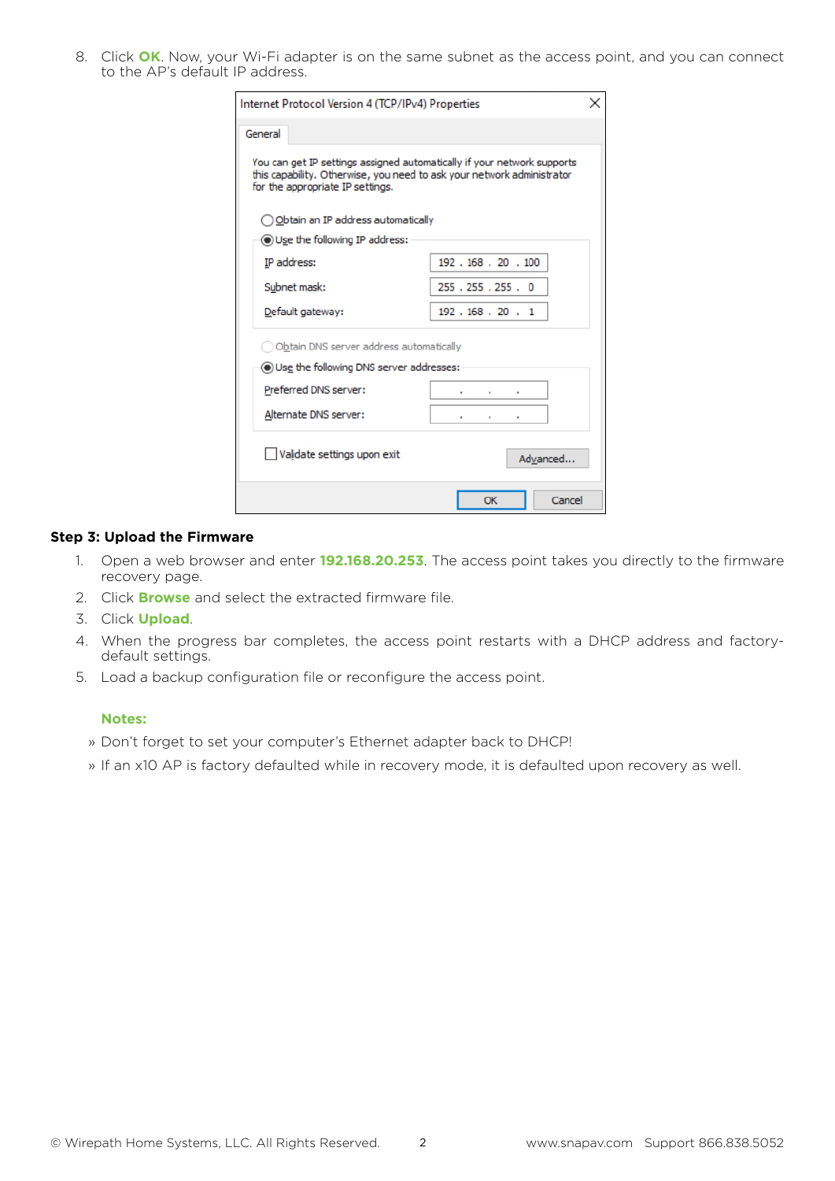8. Click **OK**. Now, your Wi-Fi adapter is on the same subnet as the access point, and you can connect to the AP's default IP address.

Internet Protocol Version 4 (TCP/IPv4) Properties

General

You can get IP settings assigned automatically if your network supports this capability. Otherwise, you need to ask your network administrator for the appropriate IP settings.

Obtain an IP address automatically

Use the following IP address:

IP address: 192 . 168 . 20 . 100

Subnet mask: 255 . 255 . 255 . 0

Default gateway: 192 . 168 . 20 . 1

Obtain DNS server address automatically

Use the following DNS server addresses:

Preferred DNS server: . . .

Alternate DNS server: . . .

Validate settings upon exit

Advanced...

OK Cancel

### Step 3: Upload the Firmware

1. Open a web browser and enter **192.168.20.253**. The access point takes you directly to the firmware recovery page.
2. Click **Browse** and select the extracted firmware file.
3. Click **Upload**.
4. When the progress bar completes, the access point restarts with a DHCP address and factory-default settings.
5. Load a backup configuration file or reconfigure the access point.

**Notes:**

» Don't forget to set your computer's Ethernet adapter back to DHCP!

» If an x10 AP is factory defaulted while in recovery mode, it is defaulted upon recovery as well.